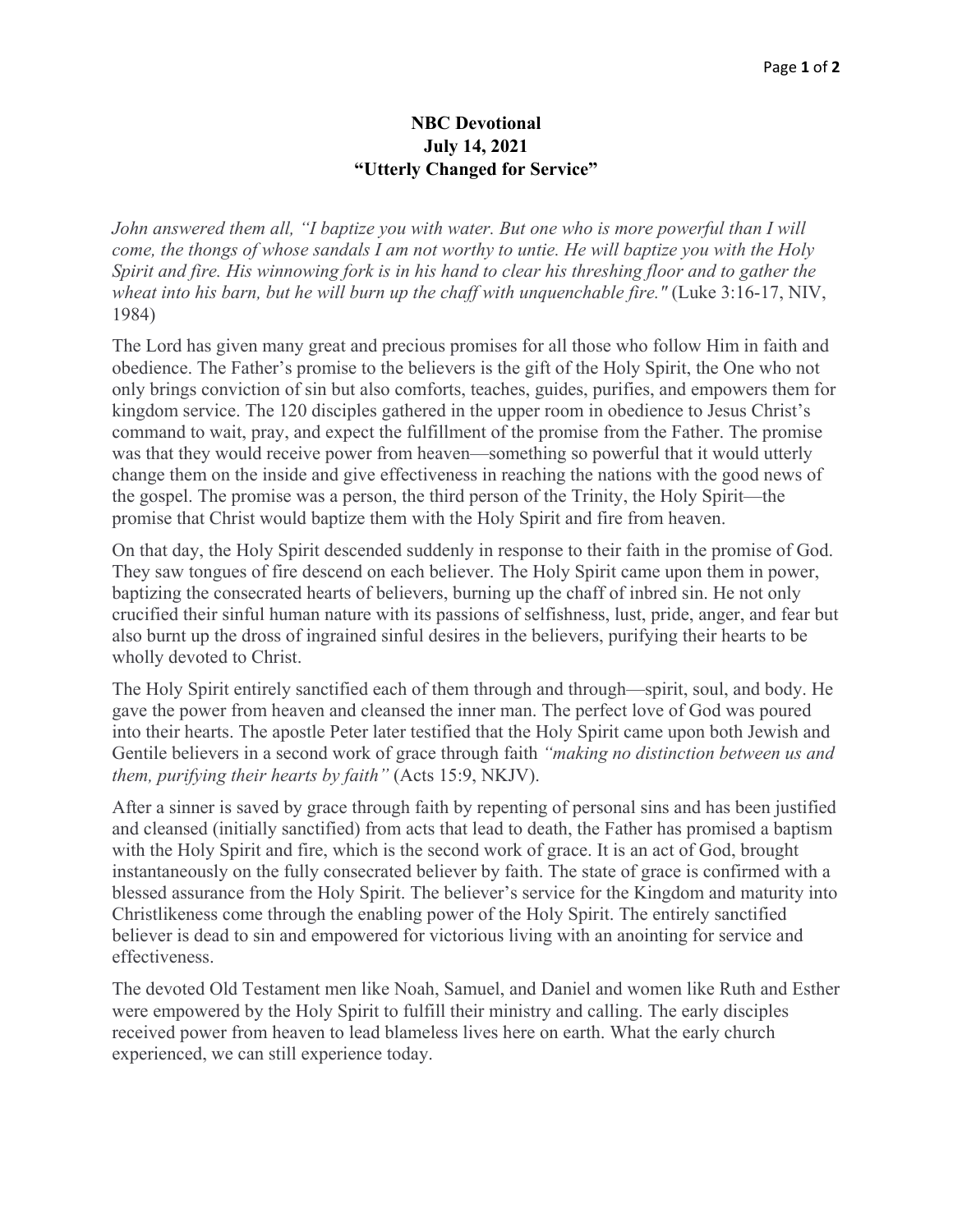**NBC Devotional**
**July 14, 2021**
**"Utterly Changed for Service"**

*John answered them all, "I baptize you with water. But one who is more powerful than I will come, the thongs of whose sandals I am not worthy to untie. He will baptize you with the Holy Spirit and fire. His winnowing fork is in his hand to clear his threshing floor and to gather the wheat into his barn, but he will burn up the chaff with unquenchable fire."* (Luke 3:16-17, NIV, 1984)

The Lord has given many great and precious promises for all those who follow Him in faith and obedience. The Father's promise to the believers is the gift of the Holy Spirit, the One who not only brings conviction of sin but also comforts, teaches, guides, purifies, and empowers them for kingdom service. The 120 disciples gathered in the upper room in obedience to Jesus Christ's command to wait, pray, and expect the fulfillment of the promise from the Father. The promise was that they would receive power from heaven—something so powerful that it would utterly change them on the inside and give effectiveness in reaching the nations with the good news of the gospel. The promise was a person, the third person of the Trinity, the Holy Spirit—the promise that Christ would baptize them with the Holy Spirit and fire from heaven.

On that day, the Holy Spirit descended suddenly in response to their faith in the promise of God. They saw tongues of fire descend on each believer. The Holy Spirit came upon them in power, baptizing the consecrated hearts of believers, burning up the chaff of inbred sin. He not only crucified their sinful human nature with its passions of selfishness, lust, pride, anger, and fear but also burnt up the dross of ingrained sinful desires in the believers, purifying their hearts to be wholly devoted to Christ.

The Holy Spirit entirely sanctified each of them through and through—spirit, soul, and body. He gave the power from heaven and cleansed the inner man. The perfect love of God was poured into their hearts. The apostle Peter later testified that the Holy Spirit came upon both Jewish and Gentile believers in a second work of grace through faith *"making no distinction between us and them, purifying their hearts by faith"* (Acts 15:9, NKJV).

After a sinner is saved by grace through faith by repenting of personal sins and has been justified and cleansed (initially sanctified) from acts that lead to death, the Father has promised a baptism with the Holy Spirit and fire, which is the second work of grace. It is an act of God, brought instantaneously on the fully consecrated believer by faith. The state of grace is confirmed with a blessed assurance from the Holy Spirit. The believer's service for the Kingdom and maturity into Christlikeness come through the enabling power of the Holy Spirit. The entirely sanctified believer is dead to sin and empowered for victorious living with an anointing for service and effectiveness.

The devoted Old Testament men like Noah, Samuel, and Daniel and women like Ruth and Esther were empowered by the Holy Spirit to fulfill their ministry and calling. The early disciples received power from heaven to lead blameless lives here on earth. What the early church experienced, we can still experience today.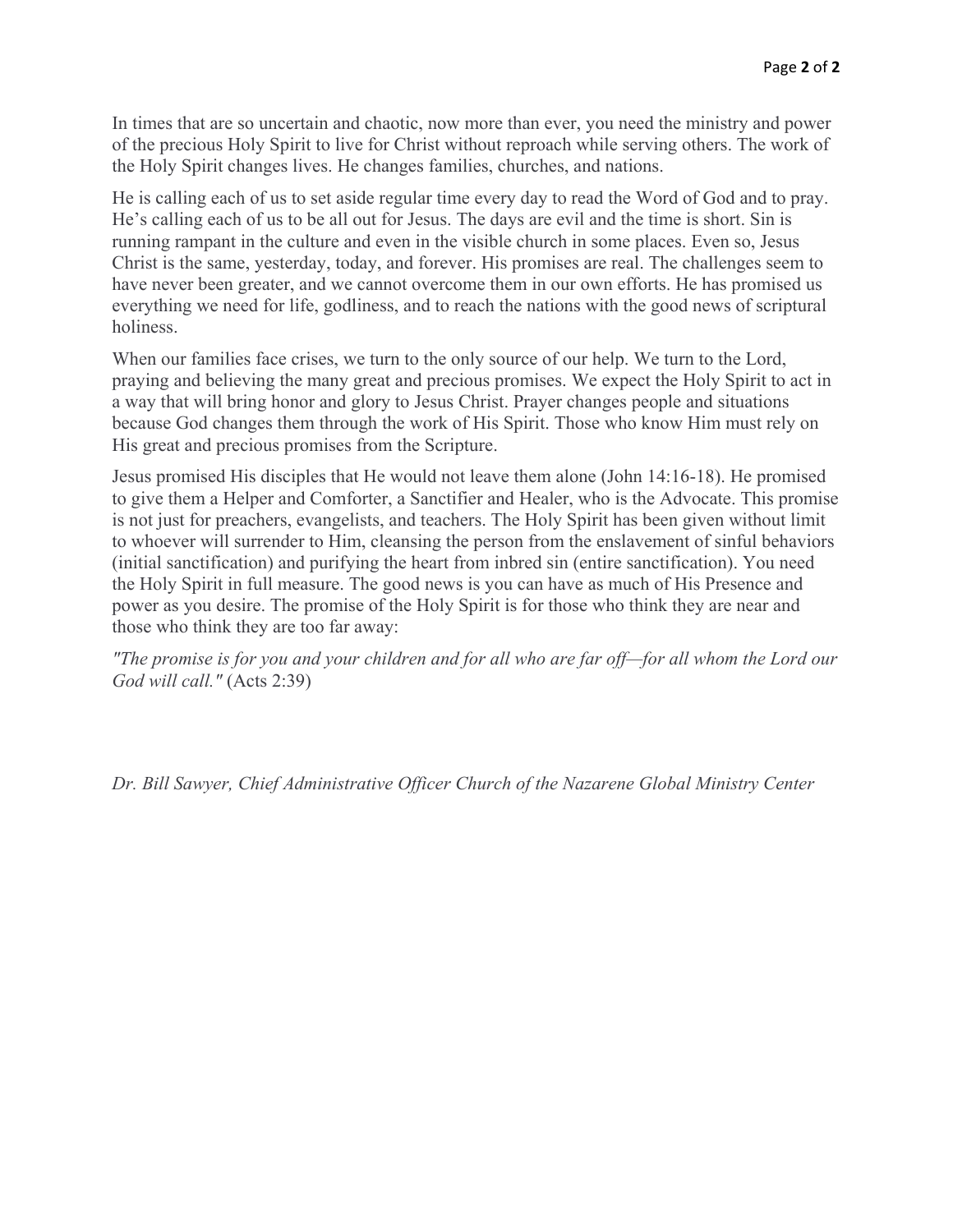In times that are so uncertain and chaotic, now more than ever, you need the ministry and power of the precious Holy Spirit to live for Christ without reproach while serving others. The work of the Holy Spirit changes lives. He changes families, churches, and nations.

He is calling each of us to set aside regular time every day to read the Word of God and to pray. He's calling each of us to be all out for Jesus. The days are evil and the time is short. Sin is running rampant in the culture and even in the visible church in some places. Even so, Jesus Christ is the same, yesterday, today, and forever. His promises are real. The challenges seem to have never been greater, and we cannot overcome them in our own efforts. He has promised us everything we need for life, godliness, and to reach the nations with the good news of scriptural holiness.

When our families face crises, we turn to the only source of our help. We turn to the Lord, praying and believing the many great and precious promises. We expect the Holy Spirit to act in a way that will bring honor and glory to Jesus Christ. Prayer changes people and situations because God changes them through the work of His Spirit. Those who know Him must rely on His great and precious promises from the Scripture.

Jesus promised His disciples that He would not leave them alone (John 14:16-18). He promised to give them a Helper and Comforter, a Sanctifier and Healer, who is the Advocate. This promise is not just for preachers, evangelists, and teachers. The Holy Spirit has been given without limit to whoever will surrender to Him, cleansing the person from the enslavement of sinful behaviors (initial sanctification) and purifying the heart from inbred sin (entire sanctification). You need the Holy Spirit in full measure. The good news is you can have as much of His Presence and power as you desire. The promise of the Holy Spirit is for those who think they are near and those who think they are too far away:

*"The promise is for you and your children and for all who are far off—for all whom the Lord our God will call."* (Acts 2:39)

*Dr. Bill Sawyer, Chief Administrative Officer Church of the Nazarene Global Ministry Center*